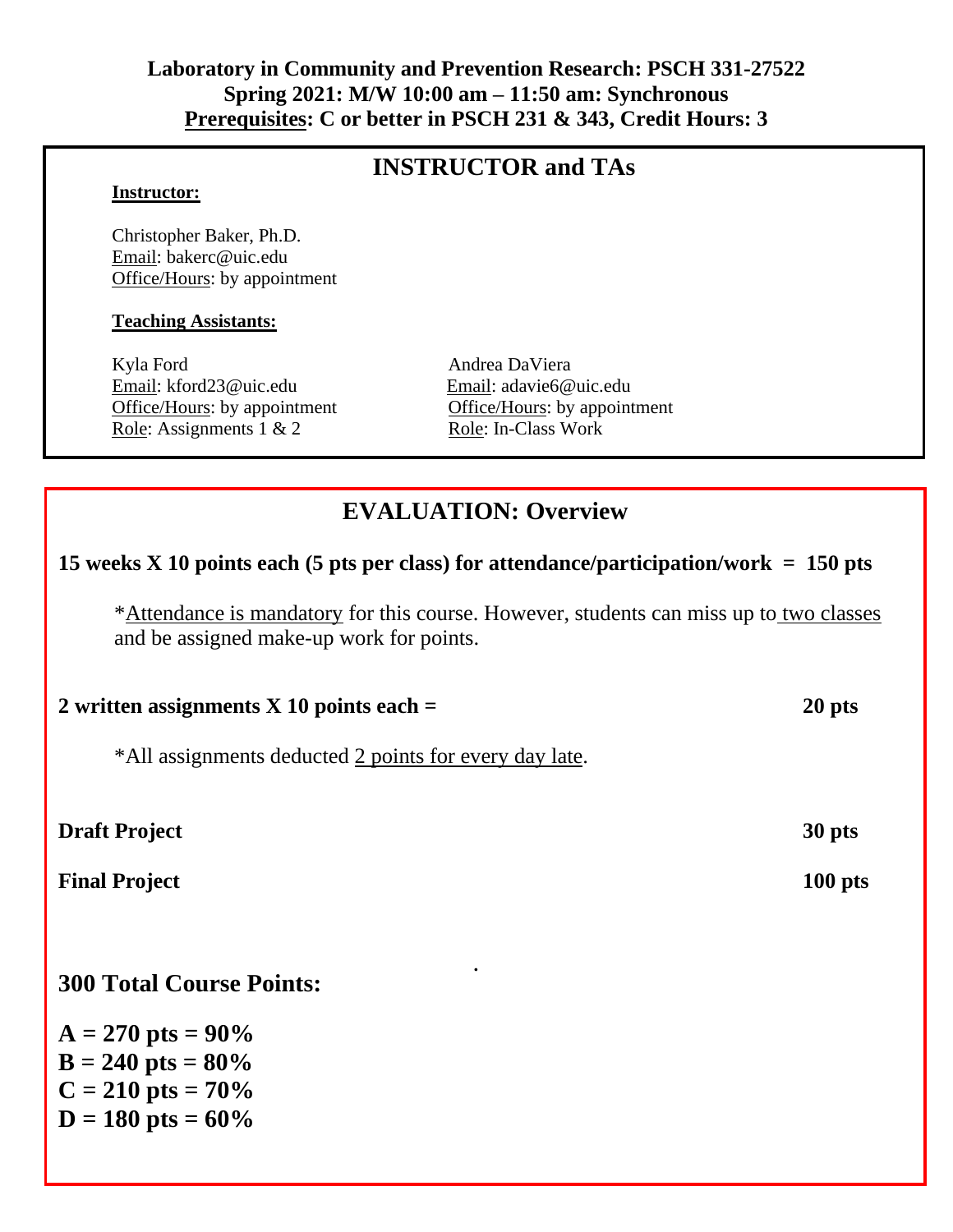**Laboratory in Community and Prevention Research: PSCH 331-27522**
**Spring 2021: M/W 10:00 am – 11:50 am: Synchronous**
**Prerequisites: C or better in PSCH 231 & 343, Credit Hours: 3**

## INSTRUCTOR and TAs

**Instructor:**

Christopher Baker, Ph.D.
Email: bakerc@uic.edu
Office/Hours: by appointment

**Teaching Assistants:**

Kyla Ford
Email: kford23@uic.edu
Office/Hours: by appointment
Role: Assignments 1 & 2

Andrea DaViera
Email: adavie6@uic.edu
Office/Hours: by appointment
Role: In-Class Work

## EVALUATION: Overview

**15 weeks X 10 points each (5 pts per class) for attendance/participation/work = 150 pts**

*Attendance is mandatory for this course. However, students can miss up to two classes and be assigned make-up work for points.

**2 written assignments X 10 points each = 20 pts**

*All assignments deducted 2 points for every day late.

**Draft Project 30 pts**

**Final Project 100 pts**

**300 Total Course Points:**

**A = 270 pts = 90%**
**B = 240 pts = 80%**
**C = 210 pts = 70%**
**D = 180 pts = 60%**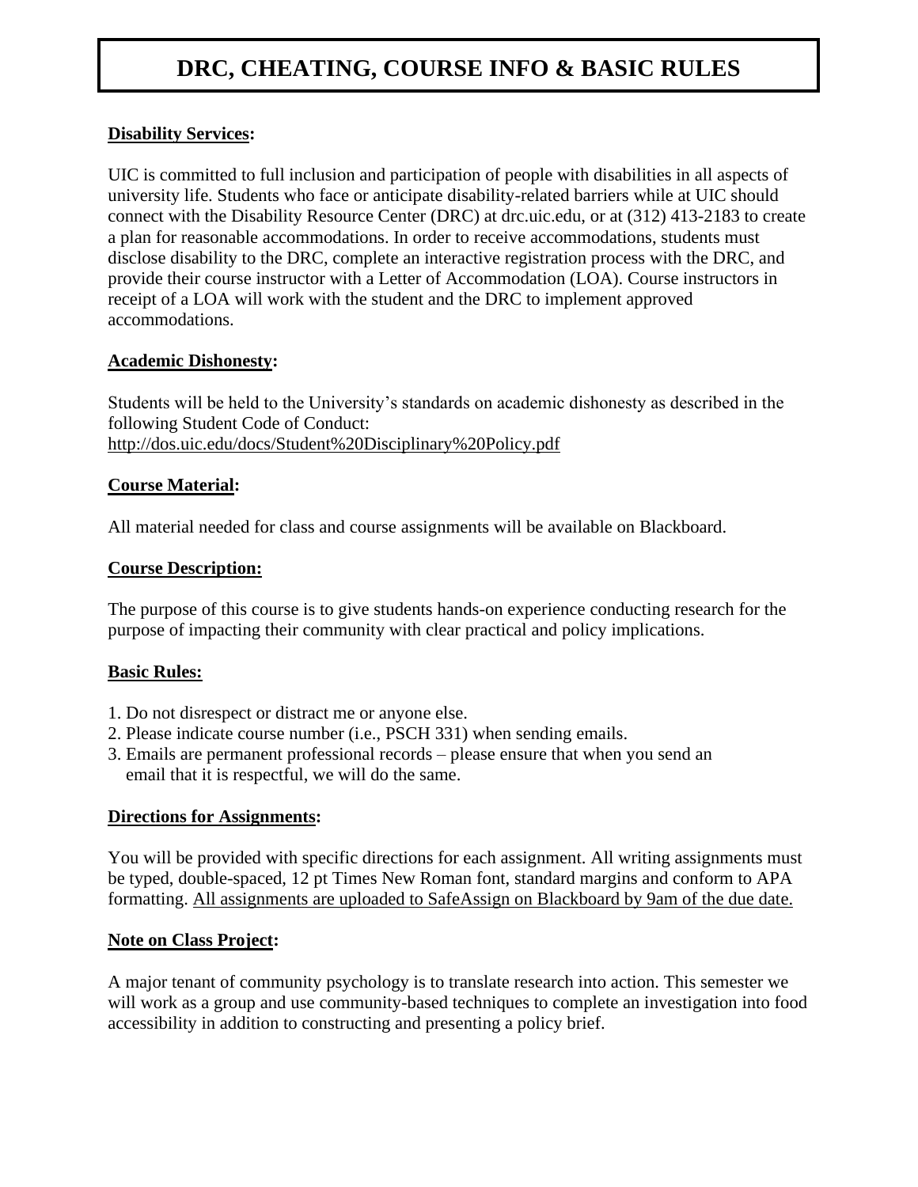# DRC, CHEATING, COURSE INFO & BASIC RULES

**Disability Services:**

UIC is committed to full inclusion and participation of people with disabilities in all aspects of university life. Students who face or anticipate disability-related barriers while at UIC should connect with the Disability Resource Center (DRC) at drc.uic.edu, or at (312) 413-2183 to create a plan for reasonable accommodations. In order to receive accommodations, students must disclose disability to the DRC, complete an interactive registration process with the DRC, and provide their course instructor with a Letter of Accommodation (LOA). Course instructors in receipt of a LOA will work with the student and the DRC to implement approved accommodations.

**Academic Dishonesty:**

Students will be held to the University's standards on academic dishonesty as described in the following Student Code of Conduct:
http://dos.uic.edu/docs/Student%20Disciplinary%20Policy.pdf

**Course Material:**

All material needed for class and course assignments will be available on Blackboard.

**Course Description:**

The purpose of this course is to give students hands-on experience conducting research for the purpose of impacting their community with clear practical and policy implications.

**Basic Rules:**

1. Do not disrespect or distract me or anyone else.
2. Please indicate course number (i.e., PSCH 331) when sending emails.
3. Emails are permanent professional records – please ensure that when you send an email that it is respectful, we will do the same.

**Directions for Assignments:**

You will be provided with specific directions for each assignment. All writing assignments must be typed, double-spaced, 12 pt Times New Roman font, standard margins and conform to APA formatting. All assignments are uploaded to SafeAssign on Blackboard by 9am of the due date.

**Note on Class Project:**

A major tenant of community psychology is to translate research into action. This semester we will work as a group and use community-based techniques to complete an investigation into food accessibility in addition to constructing and presenting a policy brief.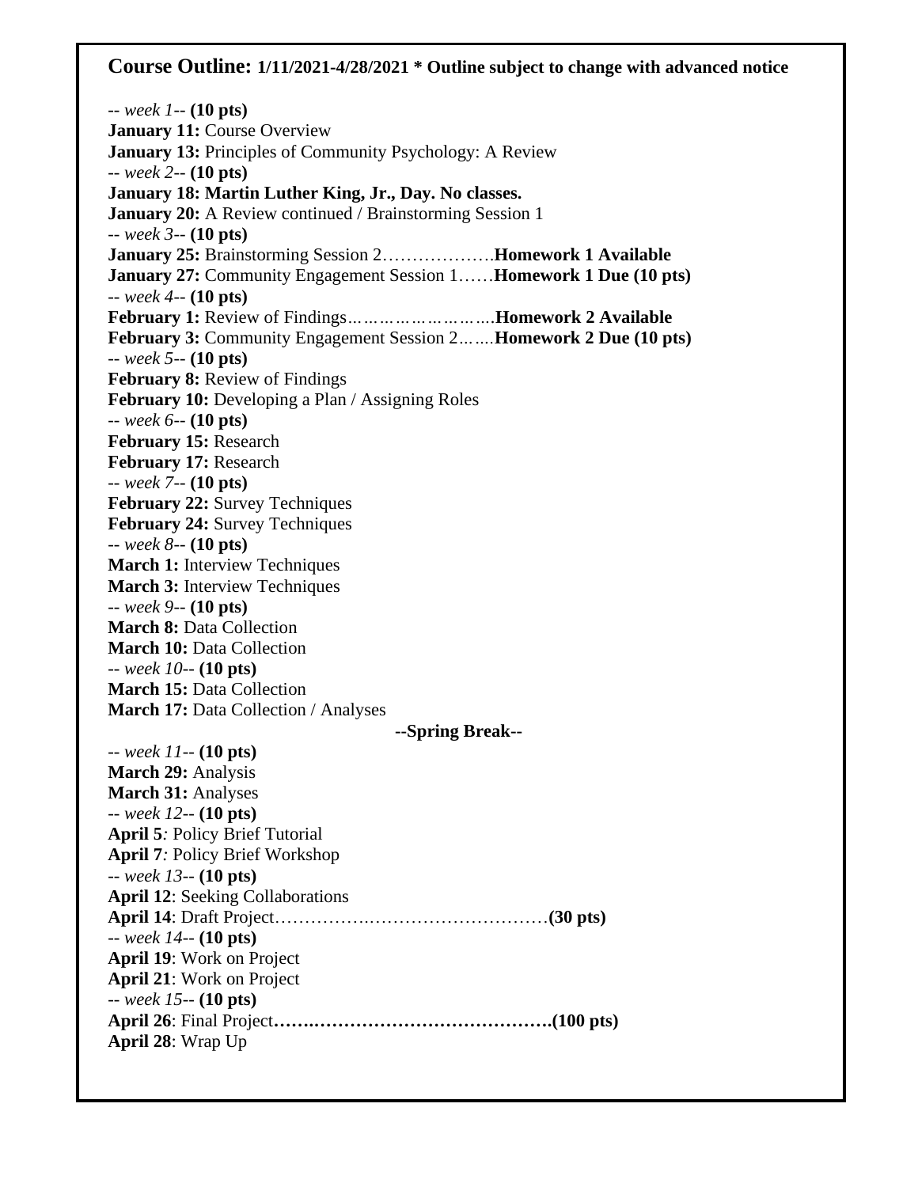**Course Outline:** **1/11/2021-4/28/2021 * Outline subject to change with advanced notice**

-- *week 1*-- **(10 pts)**
**January 11:** Course Overview
**January 13:** Principles of Community Psychology: A Review
-- *week 2*-- **(10 pts)**
**January 18: Martin Luther King, Jr., Day. No classes.**
**January 20:** A Review continued / Brainstorming Session 1
-- *week 3*-- **(10 pts)**
**January 25:** Brainstorming Session 2……………….**Homework 1 Available**
**January 27:** Community Engagement Session 1……**Homework 1 Due (10 pts)**
-- *week 4*-- **(10 pts)**
**February 1:** Review of Findings……………………….**Homework 2 Available**
**February 3:** Community Engagement Session 2…….**Homework 2 Due (10 pts)**
-- *week 5*-- **(10 pts)**
**February 8:** Review of Findings
**February 10:** Developing a Plan / Assigning Roles
-- *week 6*-- **(10 pts)**
**February 15:** Research
**February 17:** Research
-- *week 7*-- **(10 pts)**
**February 22:** Survey Techniques
**February 24:** Survey Techniques
-- *week 8*-- **(10 pts)**
**March 1:** Interview Techniques
**March 3:** Interview Techniques
-- *week 9*-- **(10 pts)**
**March 8:** Data Collection
**March 10:** Data Collection
-- *week 10*-- **(10 pts)**
**March 15:** Data Collection
**March 17:** Data Collection / Analyses

**--Spring Break--**

-- *week 11*-- **(10 pts)**
**March 29:** Analysis
**March 31:** Analyses
-- *week 12*-- **(10 pts)**
**April 5***:* Policy Brief Tutorial
**April 7***:* Policy Brief Workshop
-- *week 13*-- **(10 pts)**
**April 12**: Seeking Collaborations
**April 14**: Draft Project…………….………………………**(30 pts)**
-- *week 14*-- **(10 pts)**
**April 19**: Work on Project
**April 21**: Work on Project
-- *week 15*-- **(10 pts)**
**April 26**: Final Project**…….…………………………………..(100 pts)**
**April 28**: Wrap Up